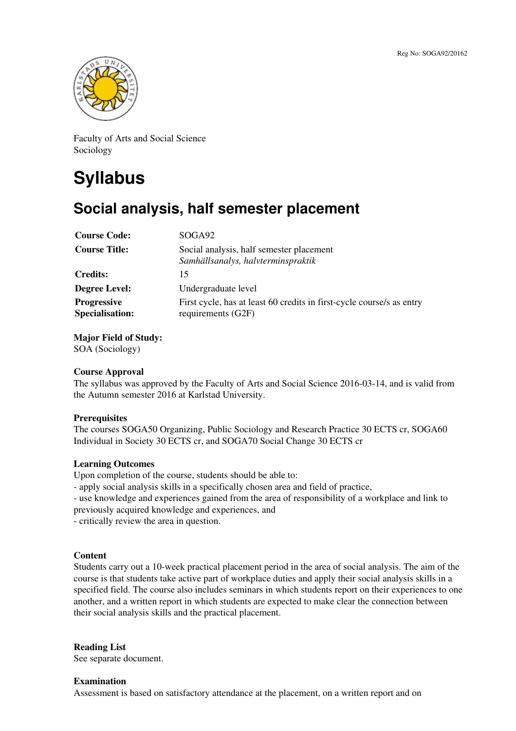Reg No: SOGA92/20162

Faculty of Arts and Social Science
Sociology

# Syllabus

## Social analysis, half semester placement

| | |
|---|---|
| **Course Code:** | SOGA92 |
| **Course Title:** | Social analysis, half semester placement *Samhällsanalys, halvterminspraktik* |
| **Credits:** | 15 |
| **Degree Level:** | Undergraduate level |
| **Progressive Specialisation:** | First cycle, has at least 60 credits in first-cycle course/s as entry requirements (G2F) |

**Major Field of Study:**
SOA (Sociology)

**Course Approval**
The syllabus was approved by the Faculty of Arts and Social Science 2016-03-14, and is valid from the Autumn semester 2016 at Karlstad University.

**Prerequisites**
The courses SOGA50 Organizing, Public Sociology and Research Practice 30 ECTS cr, SOGA60 Individual in Society 30 ECTS cr, and SOGA70 Social Change 30 ECTS cr

**Learning Outcomes**
Upon completion of the course, students should be able to:
- apply social analysis skills in a specifically chosen area and field of practice,
- use knowledge and experiences gained from the area of responsibility of a workplace and link to previously acquired knowledge and experiences, and
- critically review the area in question.

**Content**
Students carry out a 10-week practical placement period in the area of social analysis. The aim of the course is that students take active part of workplace duties and apply their social analysis skills in a specified field. The course also includes seminars in which students report on their experiences to one another, and a written report in which students are expected to make clear the connection between their social analysis skills and the practical placement.

**Reading List**
See separate document.

**Examination**
Assessment is based on satisfactory attendance at the placement, on a written report and on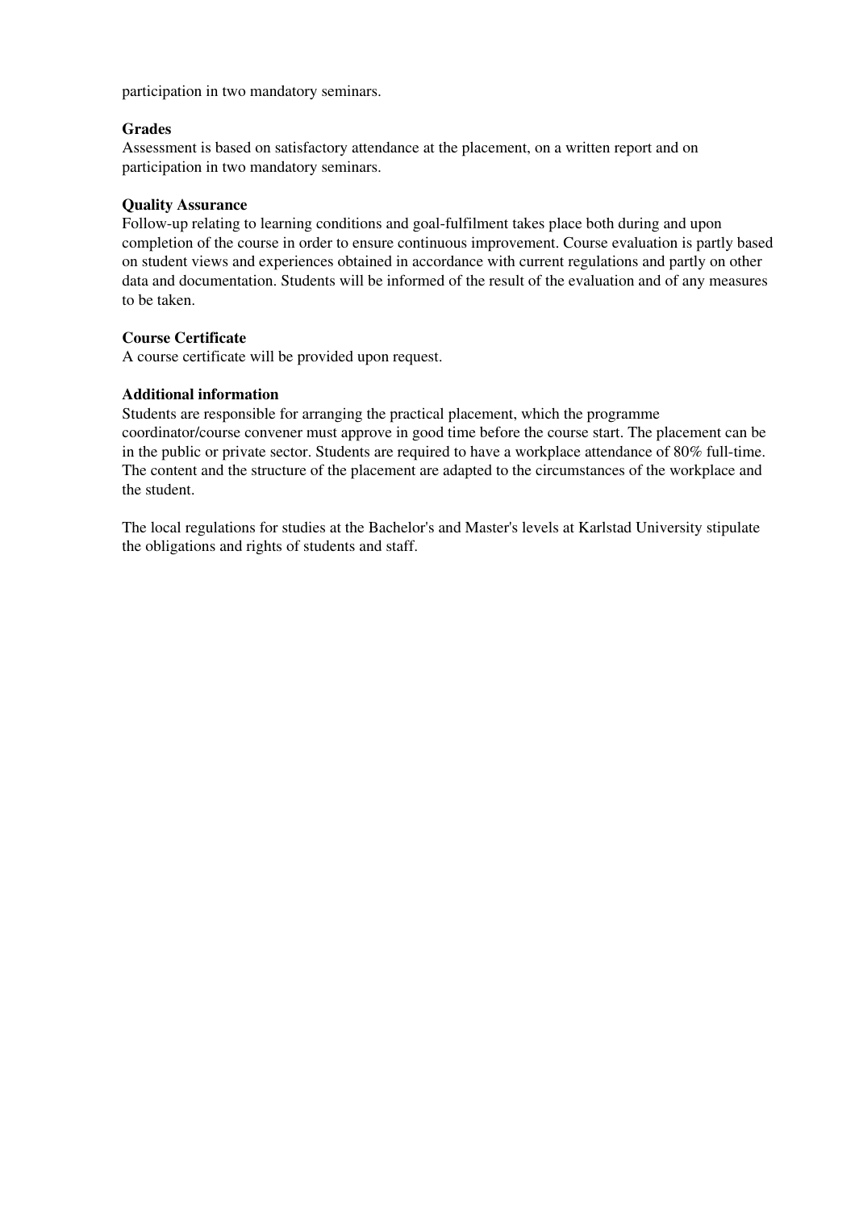participation in two mandatory seminars.

**Grades**
Assessment is based on satisfactory attendance at the placement, on a written report and on participation in two mandatory seminars.

**Quality Assurance**
Follow-up relating to learning conditions and goal-fulfilment takes place both during and upon completion of the course in order to ensure continuous improvement. Course evaluation is partly based on student views and experiences obtained in accordance with current regulations and partly on other data and documentation. Students will be informed of the result of the evaluation and of any measures to be taken.

**Course Certificate**
A course certificate will be provided upon request.

**Additional information**
Students are responsible for arranging the practical placement, which the programme coordinator/course convener must approve in good time before the course start. The placement can be in the public or private sector. Students are required to have a workplace attendance of 80% full-time. The content and the structure of the placement are adapted to the circumstances of the workplace and the student.

The local regulations for studies at the Bachelor's and Master's levels at Karlstad University stipulate the obligations and rights of students and staff.